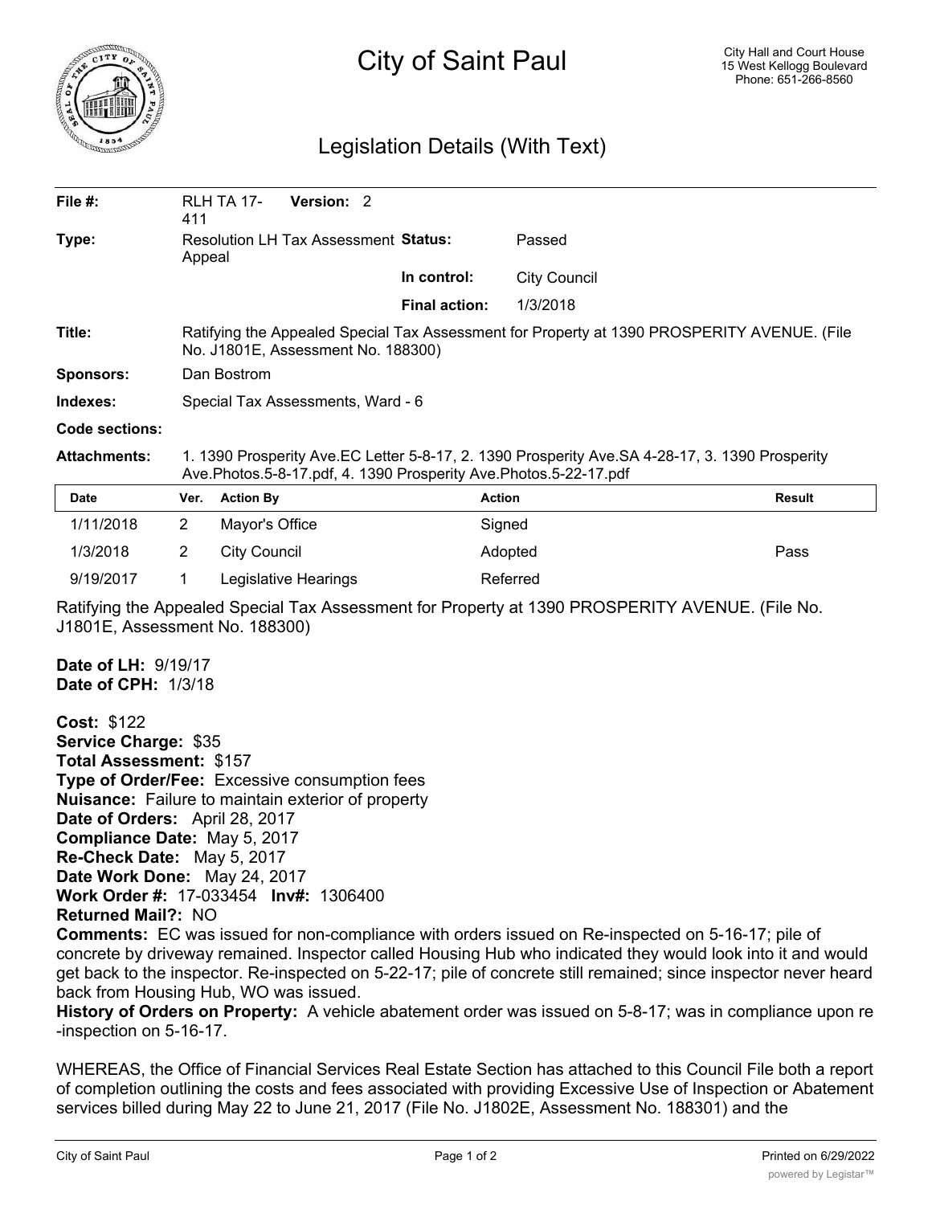# City of Saint Paul

City Hall and Court House
15 West Kellogg Boulevard
Phone: 651-266-8560

## Legislation Details (With Text)

| | | | |
|---|---|---|---|
| **File #:** | RLH TA 17-411 **Version:** 2 | | |
| **Type:** | Resolution LH Tax Assessment Appeal | **Status:** | Passed |
| | | **In control:** | City Council |
| | | **Final action:** | 1/3/2018 |
| **Title:** | Ratifying the Appealed Special Tax Assessment for Property at 1390 PROSPERITY AVENUE. (File No. J1801E, Assessment No. 188300) | | |
| **Sponsors:** | Dan Bostrom | | |
| **Indexes:** | Special Tax Assessments, Ward - 6 | | |
| **Code sections:** | | | |
| **Attachments:** | 1. 1390 Prosperity Ave.EC Letter 5-8-17, 2. 1390 Prosperity Ave.SA 4-28-17, 3. 1390 Prosperity Ave.Photos.5-8-17.pdf, 4. 1390 Prosperity Ave.Photos.5-22-17.pdf | | |

| Date | Ver. | Action By | Action | Result |
|---|---|---|---|---|
| 1/11/2018 | 2 | Mayor's Office | Signed | |
| 1/3/2018 | 2 | City Council | Adopted | Pass |
| 9/19/2017 | 1 | Legislative Hearings | Referred | |

Ratifying the Appealed Special Tax Assessment for Property at 1390 PROSPERITY AVENUE. (File No. J1801E, Assessment No. 188300)

**Date of LH:** 9/19/17
**Date of CPH:** 1/3/18

**Cost:** $122
**Service Charge:** $35
**Total Assessment:** $157
**Type of Order/Fee:** Excessive consumption fees
**Nuisance:** Failure to maintain exterior of property
**Date of Orders:** April 28, 2017
**Compliance Date:** May 5, 2017
**Re-Check Date:** May 5, 2017
**Date Work Done:** May 24, 2017
**Work Order #:** 17-033454 **Inv#:** 1306400
**Returned Mail?:** NO
**Comments:** EC was issued for non-compliance with orders issued on Re-inspected on 5-16-17; pile of concrete by driveway remained. Inspector called Housing Hub who indicated they would look into it and would get back to the inspector. Re-inspected on 5-22-17; pile of concrete still remained; since inspector never heard back from Housing Hub, WO was issued.
**History of Orders on Property:** A vehicle abatement order was issued on 5-8-17; was in compliance upon re-inspection on 5-16-17.

WHEREAS, the Office of Financial Services Real Estate Section has attached to this Council File both a report of completion outlining the costs and fees associated with providing Excessive Use of Inspection or Abatement services billed during May 22 to June 21, 2017 (File No. J1802E, Assessment No. 188301) and the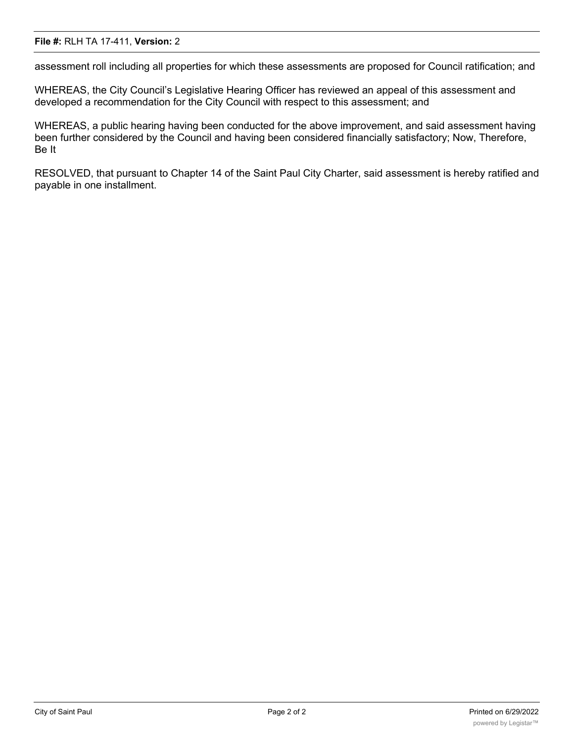assessment roll including all properties for which these assessments are proposed for Council ratification; and

WHEREAS, the City Council's Legislative Hearing Officer has reviewed an appeal of this assessment and developed a recommendation for the City Council with respect to this assessment; and

WHEREAS, a public hearing having been conducted for the above improvement, and said assessment having been further considered by the Council and having been considered financially satisfactory; Now, Therefore, Be It

RESOLVED, that pursuant to Chapter 14 of the Saint Paul City Charter, said assessment is hereby ratified and payable in one installment.